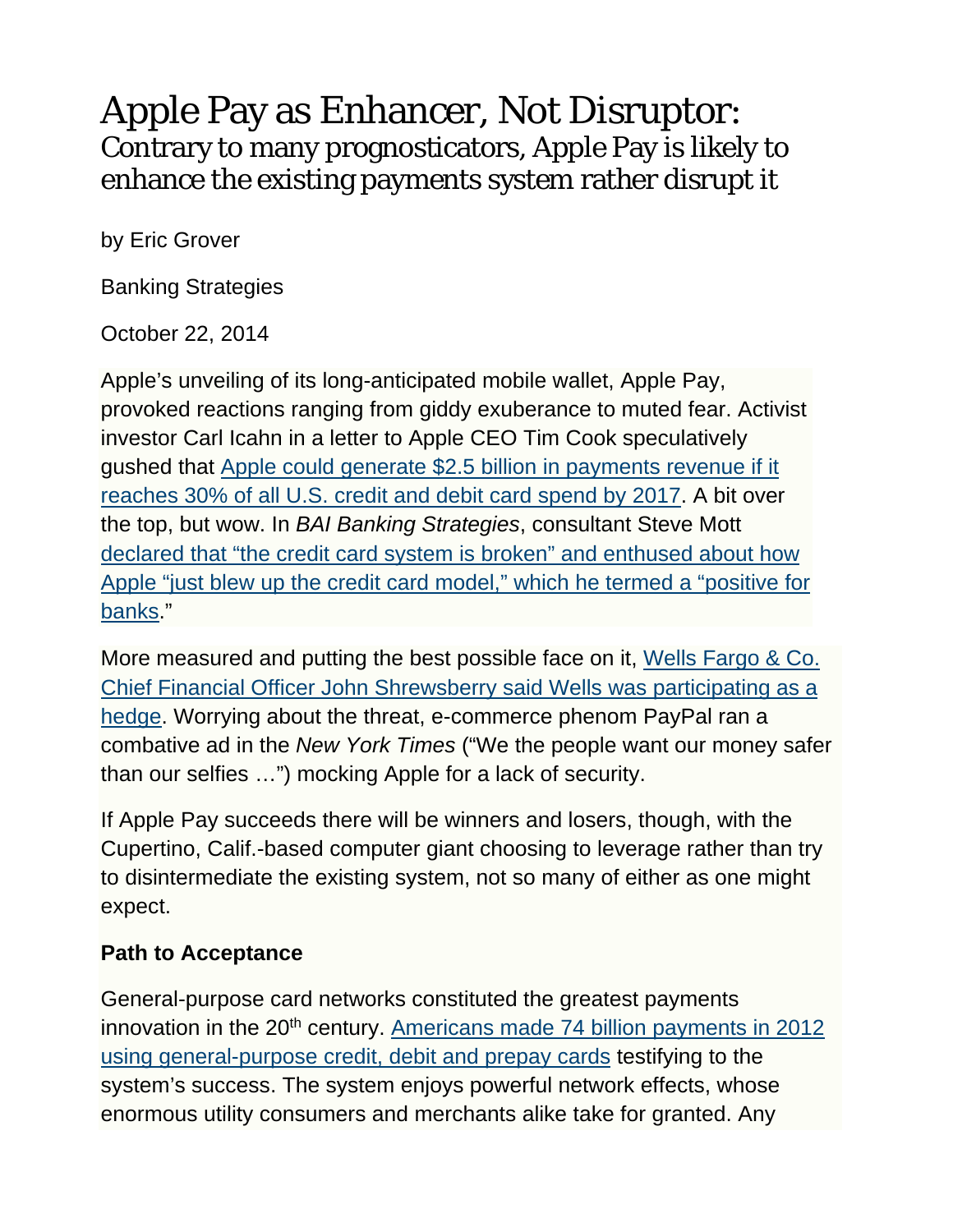# Apple Pay as Enhancer, Not Disruptor:

## Contrary to many prognosticators, Apple Pay is likely to enhance the existing payments system rather disrupt it

by Eric Grover

Banking Strategies

October 22, 2014

Apple's unveiling of its long-anticipated mobile wallet, Apple Pay, provoked reactions ranging from giddy exuberance to muted fear. Activist investor Carl Icahn in a letter to Apple CEO Tim Cook speculatively gushed that [Apple could generate $2.5 billion in payments revenue if it reaches 30% of all U.S. credit and debit card spend by 2017](). A bit over the top, but wow. In *BAI Banking Strategies*, consultant Steve Mott [declared that "the credit card system is broken" and enthused about how Apple "just blew up the credit card model," which he termed a "positive for banks]()."

More measured and putting the best possible face on it, [Wells Fargo & Co. Chief Financial Officer John Shrewsberry said Wells was participating as a hedge](). Worrying about the threat, e-commerce phenom PayPal ran a combative ad in the *New York Times* ("We the people want our money safer than our selfies …") mocking Apple for a lack of security.

If Apple Pay succeeds there will be winners and losers, though, with the Cupertino, Calif.-based computer giant choosing to leverage rather than try to disintermediate the existing system, not so many of either as one might expect.

**Path to Acceptance**

General-purpose card networks constituted the greatest payments innovation in the 20th century. [Americans made 74 billion payments in 2012 using general-purpose credit, debit and prepay cards]() testifying to the system's success. The system enjoys powerful network effects, whose enormous utility consumers and merchants alike take for granted. Any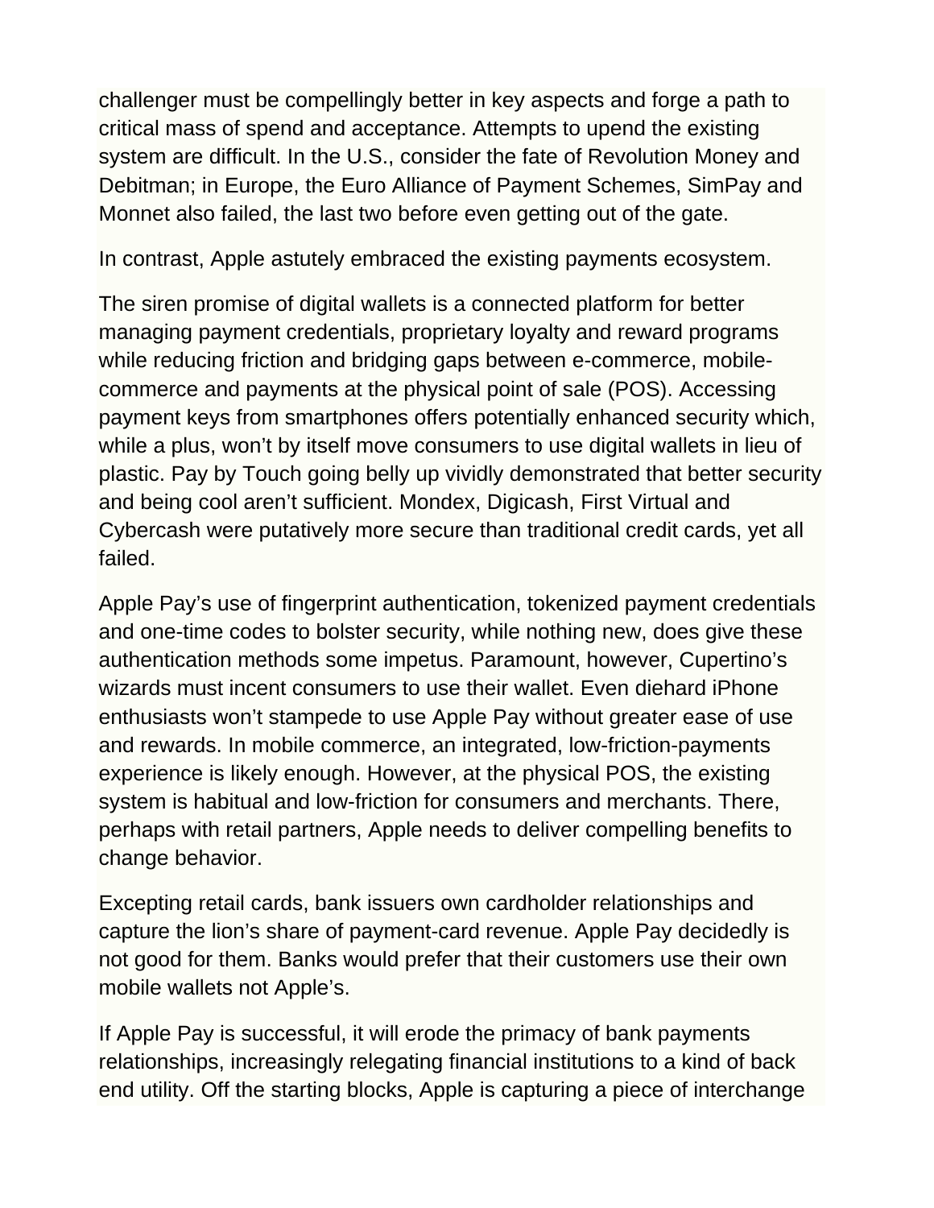challenger must be compellingly better in key aspects and forge a path to critical mass of spend and acceptance. Attempts to upend the existing system are difficult. In the U.S., consider the fate of Revolution Money and Debitman; in Europe, the Euro Alliance of Payment Schemes, SimPay and Monnet also failed, the last two before even getting out of the gate.

In contrast, Apple astutely embraced the existing payments ecosystem.

The siren promise of digital wallets is a connected platform for better managing payment credentials, proprietary loyalty and reward programs while reducing friction and bridging gaps between e-commerce, mobile-commerce and payments at the physical point of sale (POS). Accessing payment keys from smartphones offers potentially enhanced security which, while a plus, won't by itself move consumers to use digital wallets in lieu of plastic. Pay by Touch going belly up vividly demonstrated that better security and being cool aren't sufficient. Mondex, Digicash, First Virtual and Cybercash were putatively more secure than traditional credit cards, yet all failed.

Apple Pay's use of fingerprint authentication, tokenized payment credentials and one-time codes to bolster security, while nothing new, does give these authentication methods some impetus. Paramount, however, Cupertino's wizards must incent consumers to use their wallet. Even diehard iPhone enthusiasts won't stampede to use Apple Pay without greater ease of use and rewards. In mobile commerce, an integrated, low-friction-payments experience is likely enough. However, at the physical POS, the existing system is habitual and low-friction for consumers and merchants. There, perhaps with retail partners, Apple needs to deliver compelling benefits to change behavior.

Excepting retail cards, bank issuers own cardholder relationships and capture the lion's share of payment-card revenue. Apple Pay decidedly is not good for them. Banks would prefer that their customers use their own mobile wallets not Apple's.

If Apple Pay is successful, it will erode the primacy of bank payments relationships, increasingly relegating financial institutions to a kind of back end utility. Off the starting blocks, Apple is capturing a piece of interchange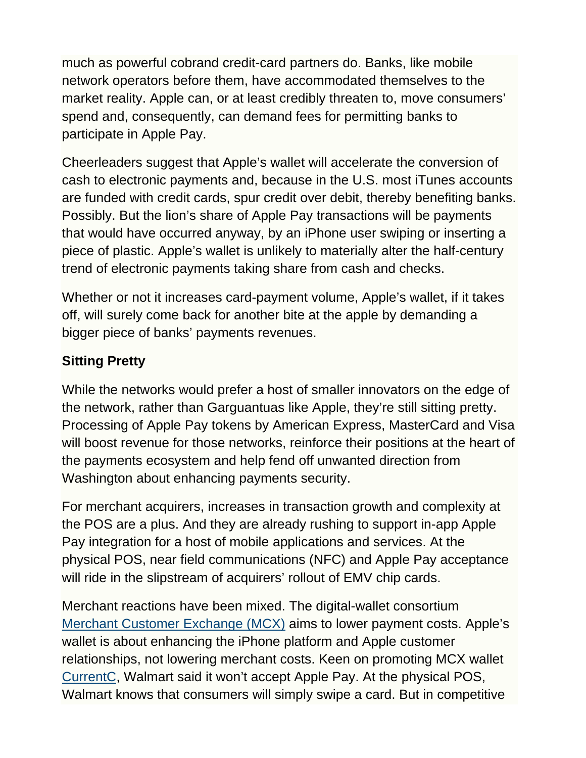much as powerful cobrand credit-card partners do. Banks, like mobile network operators before them, have accommodated themselves to the market reality. Apple can, or at least credibly threaten to, move consumers' spend and, consequently, can demand fees for permitting banks to participate in Apple Pay.

Cheerleaders suggest that Apple's wallet will accelerate the conversion of cash to electronic payments and, because in the U.S. most iTunes accounts are funded with credit cards, spur credit over debit, thereby benefiting banks. Possibly. But the lion's share of Apple Pay transactions will be payments that would have occurred anyway, by an iPhone user swiping or inserting a piece of plastic. Apple's wallet is unlikely to materially alter the half-century trend of electronic payments taking share from cash and checks.

Whether or not it increases card-payment volume, Apple's wallet, if it takes off, will surely come back for another bite at the apple by demanding a bigger piece of banks' payments revenues.

**Sitting Pretty**

While the networks would prefer a host of smaller innovators on the edge of the network, rather than Gargantuas like Apple, they're still sitting pretty. Processing of Apple Pay tokens by American Express, MasterCard and Visa will boost revenue for those networks, reinforce their positions at the heart of the payments ecosystem and help fend off unwanted direction from Washington about enhancing payments security.

For merchant acquirers, increases in transaction growth and complexity at the POS are a plus. And they are already rushing to support in-app Apple Pay integration for a host of mobile applications and services. At the physical POS, near field communications (NFC) and Apple Pay acceptance will ride in the slipstream of acquirers' rollout of EMV chip cards.

Merchant reactions have been mixed. The digital-wallet consortium Merchant Customer Exchange (MCX) aims to lower payment costs. Apple's wallet is about enhancing the iPhone platform and Apple customer relationships, not lowering merchant costs. Keen on promoting MCX wallet CurrentC, Walmart said it won't accept Apple Pay. At the physical POS, Walmart knows that consumers will simply swipe a card. But in competitive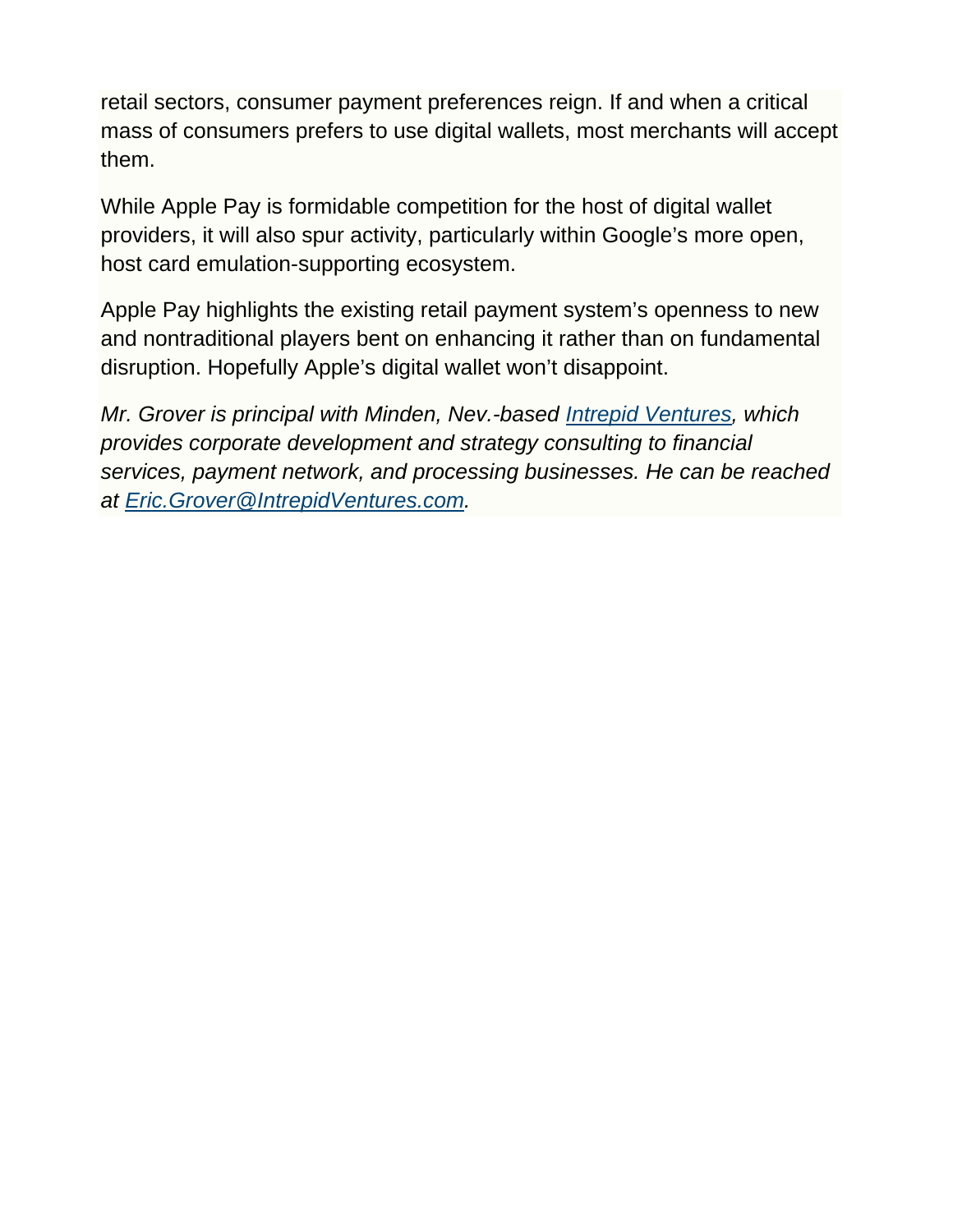retail sectors, consumer payment preferences reign. If and when a critical mass of consumers prefers to use digital wallets, most merchants will accept them.

While Apple Pay is formidable competition for the host of digital wallet providers, it will also spur activity, particularly within Google's more open, host card emulation-supporting ecosystem.

Apple Pay highlights the existing retail payment system's openness to new and nontraditional players bent on enhancing it rather than on fundamental disruption. Hopefully Apple's digital wallet won't disappoint.

*Mr. Grover is principal with Minden, Nev.-based Intrepid Ventures, which provides corporate development and strategy consulting to financial services, payment network, and processing businesses. He can be reached at Eric.Grover@IntrepidVentures.com.*